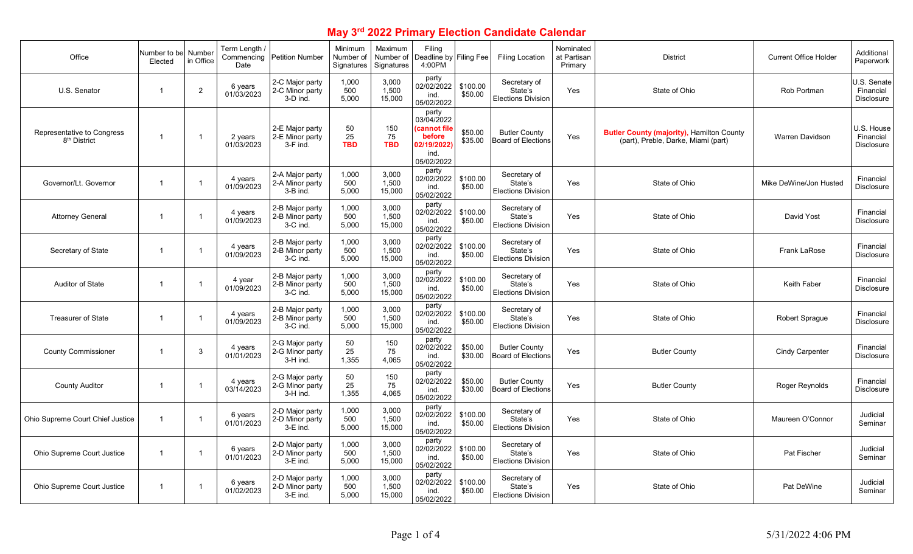# May 3rd 2022 Primary Election Candidate Calendar

| Office | Number to be Elected | Number in Office | Term Length / Commencing Date | Petition Number | Minimum Number of Signatures | Maximum Number of Signatures | Filing Deadline by 4:00PM | Filing Fee | Filing Location | Nominated at Partisan Primary | District | Current Office Holder | Additional Paperwork |
|---|---|---|---|---|---|---|---|---|---|---|---|---|---|
| U.S. Senator | 1 | 2 | 6 years 01/03/2023 | 2-C Major party 2-C Minor party 3-D ind. | 1,000 500 5,000 | 3,000 1,500 15,000 | party 02/02/2022 ind. 05/02/2022 | \$100.00 \$50.00 | Secretary of State's Elections Division | Yes | State of Ohio | Rob Portman | U.S. Senate Financial Disclosure |
| Representative to Congress 8th District | 1 | 1 | 2 years 01/03/2023 | 2-E Major party 2-E Minor party 3-F ind. | 50 25 **TBD** | 150 75 **TBD** | party 03/04/2022 **(cannot file before 02/19/2022)** ind. 05/02/2022 | \$50.00 \$35.00 | Butler County Board of Elections | Yes | **Butler County (majority),** Hamilton County (part), Preble, Darke, Miami (part) | Warren Davidson | U.S. House Financial Disclosure |
| Governor/Lt. Governor | 1 | 1 | 4 years 01/09/2023 | 2-A Major party 2-A Minor party 3-B ind. | 1,000 500 5,000 | 3,000 1,500 15,000 | party 02/02/2022 ind. 05/02/2022 | \$100.00 \$50.00 | Secretary of State's Elections Division | Yes | State of Ohio | Mike DeWine/Jon Husted | Financial Disclosure |
| Attorney General | 1 | 1 | 4 years 01/09/2023 | 2-B Major party 2-B Minor party 3-C ind. | 1,000 500 5,000 | 3,000 1,500 15,000 | party 02/02/2022 ind. 05/02/2022 | \$100.00 \$50.00 | Secretary of State's Elections Division | Yes | State of Ohio | David Yost | Financial Disclosure |
| Secretary of State | 1 | 1 | 4 years 01/09/2023 | 2-B Major party 2-B Minor party 3-C ind. | 1,000 500 5,000 | 3,000 1,500 15,000 | party 02/02/2022 ind. 05/02/2022 | \$100.00 \$50.00 | Secretary of State's Elections Division | Yes | State of Ohio | Frank LaRose | Financial Disclosure |
| Auditor of State | 1 | 1 | 4 year 01/09/2023 | 2-B Major party 2-B Minor party 3-C ind. | 1,000 500 5,000 | 3,000 1,500 15,000 | party 02/02/2022 ind. 05/02/2022 | \$100.00 \$50.00 | Secretary of State's Elections Division | Yes | State of Ohio | Keith Faber | Financial Disclosure |
| Treasurer of State | 1 | 1 | 4 years 01/09/2023 | 2-B Major party 2-B Minor party 3-C ind. | 1,000 500 5,000 | 3,000 1,500 15,000 | party 02/02/2022 ind. 05/02/2022 | \$100.00 \$50.00 | Secretary of State's Elections Division | Yes | State of Ohio | Robert Sprague | Financial Disclosure |
| County Commissioner | 1 | 3 | 4 years 01/01/2023 | 2-G Major party 2-G Minor party 3-H ind. | 50 25 1,355 | 150 75 4,065 | party 02/02/2022 ind. 05/02/2022 | \$50.00 \$30.00 | Butler County Board of Elections | Yes | Butler County | Cindy Carpenter | Financial Disclosure |
| County Auditor | 1 | 1 | 4 years 03/14/2023 | 2-G Major party 2-G Minor party 3-H ind. | 50 25 1,355 | 150 75 4,065 | party 02/02/2022 ind. 05/02/2022 | \$50.00 \$30.00 | Butler County Board of Elections | Yes | Butler County | Roger Reynolds | Financial Disclosure |
| Ohio Supreme Court Chief Justice | 1 | 1 | 6 years 01/01/2023 | 2-D Major party 2-D Minor party 3-E ind. | 1,000 500 5,000 | 3,000 1,500 15,000 | party 02/02/2022 ind. 05/02/2022 | \$100.00 \$50.00 | Secretary of State's Elections Division | Yes | State of Ohio | Maureen O'Connor | Judicial Seminar |
| Ohio Supreme Court Justice | 1 | 1 | 6 years 01/01/2023 | 2-D Major party 2-D Minor party 3-E ind. | 1,000 500 5,000 | 3,000 1,500 15,000 | party 02/02/2022 ind. 05/02/2022 | \$100.00 \$50.00 | Secretary of State's Elections Division | Yes | State of Ohio | Pat Fischer | Judicial Seminar |
| Ohio Supreme Court Justice | 1 | 1 | 6 years 01/02/2023 | 2-D Major party 2-D Minor party 3-E ind. | 1,000 500 5,000 | 3,000 1,500 15,000 | party 02/02/2022 ind. 05/02/2022 | \$100.00 \$50.00 | Secretary of State's Elections Division | Yes | State of Ohio | Pat DeWine | Judicial Seminar |

5/31/2022 4:06 PM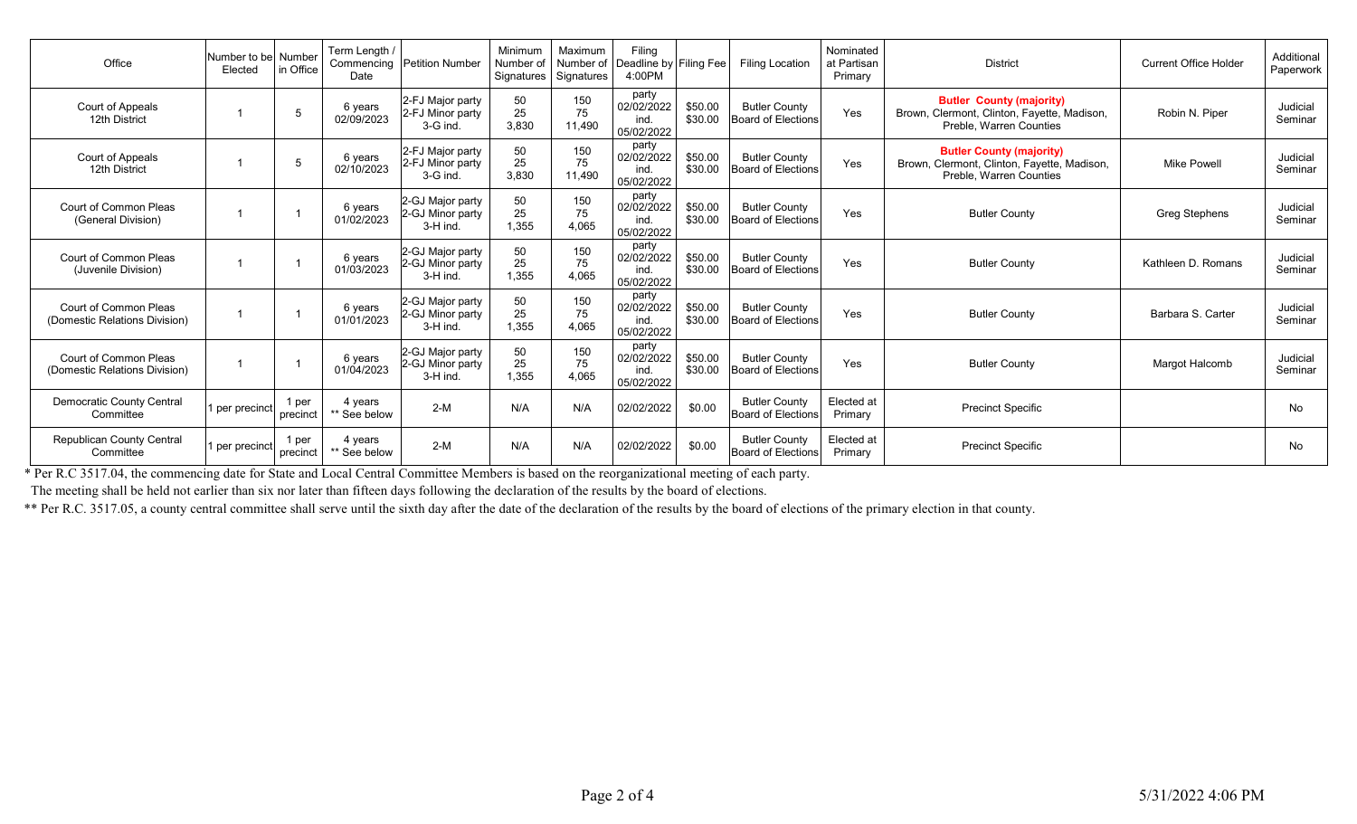| Office | Number to be Elected | Number in Office | Term Length / Commencing Date | Petition Number | Minimum Number of Signatures | Maximum Number of Signatures | Filing Deadline by 4:00PM | Filing Fee | Filing Location | Nominated at Partisan Primary | District | Current Office Holder | Additional Paperwork |
|---|---|---|---|---|---|---|---|---|---|---|---|---|---|
| Court of Appeals 12th District | 1 | 5 | 6 years 02/09/2023 | 2-FJ Major party 2-FJ Minor party 3-G ind. | 50 25 3,830 | 150 75 11,490 | party 02/02/2022 ind. 05/02/2022 | $50.00 $30.00 | Butler County Board of Elections | Yes | **Butler County (majority)** Brown, Clermont, Clinton, Fayette, Madison, Preble, Warren Counties | Robin N. Piper | Judicial Seminar |
| Court of Appeals 12th District | 1 | 5 | 6 years 02/10/2023 | 2-FJ Major party 2-FJ Minor party 3-G ind. | 50 25 3,830 | 150 75 11,490 | party 02/02/2022 ind. 05/02/2022 | $50.00 $30.00 | Butler County Board of Elections | Yes | **Butler County (majority)** Brown, Clermont, Clinton, Fayette, Madison, Preble, Warren Counties | Mike Powell | Judicial Seminar |
| Court of Common Pleas (General Division) | 1 | 1 | 6 years 01/02/2023 | 2-GJ Major party 2-GJ Minor party 3-H ind. | 50 25 1,355 | 150 75 4,065 | party 02/02/2022 ind. 05/02/2022 | $50.00 $30.00 | Butler County Board of Elections | Yes | Butler County | Greg Stephens | Judicial Seminar |
| Court of Common Pleas (Juvenile Division) | 1 | 1 | 6 years 01/03/2023 | 2-GJ Major party 2-GJ Minor party 3-H ind. | 50 25 1,355 | 150 75 4,065 | party 02/02/2022 ind. 05/02/2022 | $50.00 $30.00 | Butler County Board of Elections | Yes | Butler County | Kathleen D. Romans | Judicial Seminar |
| Court of Common Pleas (Domestic Relations Division) | 1 | 1 | 6 years 01/01/2023 | 2-GJ Major party 2-GJ Minor party 3-H ind. | 50 25 1,355 | 150 75 4,065 | party 02/02/2022 ind. 05/02/2022 | $50.00 $30.00 | Butler County Board of Elections | Yes | Butler County | Barbara S. Carter | Judicial Seminar |
| Court of Common Pleas (Domestic Relations Division) | 1 | 1 | 6 years 01/04/2023 | 2-GJ Major party 2-GJ Minor party 3-H ind. | 50 25 1,355 | 150 75 4,065 | party 02/02/2022 ind. 05/02/2022 | $50.00 $30.00 | Butler County Board of Elections | Yes | Butler County | Margot Halcomb | Judicial Seminar |
| Democratic County Central Committee | 1 per precinct | 1 per precinct | 4 years ** See below | 2-M | N/A | N/A | 02/02/2022 | $0.00 | Butler County Board of Elections | Elected at Primary | Precinct Specific | | No |
| Republican County Central Committee | 1 per precinct | 1 per precinct | 4 years ** See below | 2-M | N/A | N/A | 02/02/2022 | $0.00 | Butler County Board of Elections | Elected at Primary | Precinct Specific | | No |

* Per R.C 3517.04, the commencing date for State and Local Central Committee Members is based on the reorganizational meeting of each party.
The meeting shall be held not earlier than six nor later than fifteen days following the declaration of the results by the board of elections.

** Per R.C. 3517.05, a county central committee shall serve until the sixth day after the date of the declaration of the results by the board of elections of the primary election in that county.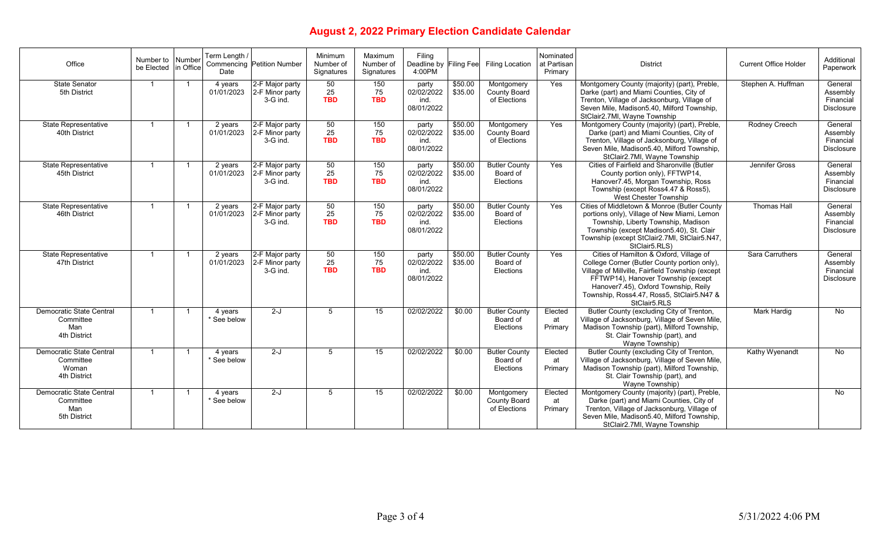# August 2, 2022 Primary Election Candidate Calendar

| Office | Number to be Elected | Number in Office | Term Length / Commencing Date | Petition Number | Minimum Number of Signatures | Maximum Number of Signatures | Filing Deadline by 4:00PM | Filing Fee | Filing Location | Nominated at Partisan Primary | District | Current Office Holder | Additional Paperwork |
|---|---|---|---|---|---|---|---|---|---|---|---|---|---|
| State Senator 5th District | 1 | 1 | 4 years 01/01/2023 | 2-F Major party 2-F Minor party 3-G ind. | 50 25 **TBD** | 150 75 **TBD** | party 02/02/2022 ind. 08/01/2022 | $50.00 $35.00 | Montgomery County Board of Elections | Yes | Montgomery County (majority) (part), Preble, Darke (part) and Miami Counties, City of Trenton, Village of Jacksonburg, Village of Seven Mile, Madison5.40, Milford Township, StClair2.7MI, Wayne Township | Stephen A. Huffman | General Assembly Financial Disclosure |
| State Representative 40th District | 1 | 1 | 2 years 01/01/2023 | 2-F Major party 2-F Minor party 3-G ind. | 50 25 **TBD** | 150 75 **TBD** | party 02/02/2022 ind. 08/01/2022 | $50.00 $35.00 | Montgomery County Board of Elections | Yes | Montgomery County (majority) (part), Preble, Darke (part) and Miami Counties, City of Trenton, Village of Jacksonburg, Village of Seven Mile, Madison5.40, Milford Township, StClair2.7MI, Wayne Township | Rodney Creech | General Assembly Financial Disclosure |
| State Representative 45th District | 1 | 1 | 2 years 01/01/2023 | 2-F Major party 2-F Minor party 3-G ind. | 50 25 **TBD** | 150 75 **TBD** | party 02/02/2022 ind. 08/01/2022 | $50.00 $35.00 | Butler County Board of Elections | Yes | Cities of Fairfield and Sharonville (Butler County portion only), FFTWP14, Hanover7.45, Morgan Township, Ross Township (except Ross4.47 & Ross5), West Chester Township | Jennifer Gross | General Assembly Financial Disclosure |
| State Representative 46th District | 1 | 1 | 2 years 01/01/2023 | 2-F Major party 2-F Minor party 3-G ind. | 50 25 **TBD** | 150 75 **TBD** | party 02/02/2022 ind. 08/01/2022 | $50.00 $35.00 | Butler County Board of Elections | Yes | Cities of Middletown & Monroe (Butler County portions only), Village of New Miami, Lemon Township, Liberty Township, Madison Township (except Madison5.40), St. Clair Township (except StClair2.7MI, StClair5.N47, StClair5.RLS) | Thomas Hall | General Assembly Financial Disclosure |
| State Representative 47th District | 1 | 1 | 2 years 01/01/2023 | 2-F Major party 2-F Minor party 3-G ind. | 50 25 **TBD** | 150 75 **TBD** | party 02/02/2022 ind. 08/01/2022 | $50.00 $35.00 | Butler County Board of Elections | Yes | Cities of Hamilton & Oxford, Village of College Corner (Butler County portion only), Village of Millville, Fairfield Township (except FFTWP14), Hanover Township (except Hanover7.45), Oxford Township, Reily Township, Ross4.47, Ross5, StClair5.N47 & StClair5.RLS | Sara Carruthers | General Assembly Financial Disclosure |
| Democratic State Central Committee Man 4th District | 1 | 1 | 4 years * See below | 2-J | 5 | 15 | 02/02/2022 | $0.00 | Butler County Board of Elections | Elected at Primary | Butler County (excluding City of Trenton, Village of Jacksonburg, Village of Seven Mile, Madison Township (part), Milford Township, St. Clair Township (part), and Wayne Township) | Mark Hardig | No |
| Democratic State Central Committee Woman 4th District | 1 | 1 | 4 years * See below | 2-J | 5 | 15 | 02/02/2022 | $0.00 | Butler County Board of Elections | Elected at Primary | Butler County (excluding City of Trenton, Village of Jacksonburg, Village of Seven Mile, Madison Township (part), Milford Township, St. Clair Township (part), and Wayne Township) | Kathy Wyenandt | No |
| Democratic State Central Committee Man 5th District | 1 | 1 | 4 years * See below | 2-J | 5 | 15 | 02/02/2022 | $0.00 | Montgomery County Board of Elections | Elected at Primary | Montgomery County (majority) (part), Preble, Darke (part) and Miami Counties, City of Trenton, Village of Jacksonburg, Village of Seven Mile, Madison5.40, Milford Township, StClair2.7MI, Wayne Township | | No |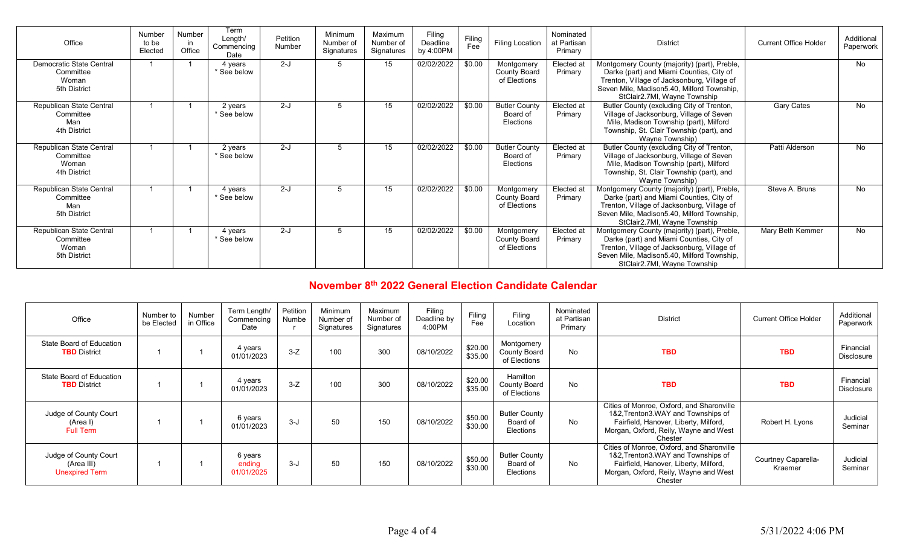| Office | Number to be Elected | Number in Office | Term Length/ Commencing Date | Petition Number | Minimum Number of Signatures | Maximum Number of Signatures | Filing Deadline by 4:00PM | Filing Fee | Filing Location | Nominated at Partisan Primary | District | Current Office Holder | Additional Paperwork |
|---|---|---|---|---|---|---|---|---|---|---|---|---|---|
| Democratic State Central Committee Woman 5th District | 1 | 1 | 4 years * See below | 2-J | 5 | 15 | 02/02/2022 | $0.00 | Montgomery County Board of Elections | Elected at Primary | Montgomery County (majority) (part), Preble, Darke (part) and Miami Counties, City of Trenton, Village of Jacksonburg, Village of Seven Mile, Madison5.40, Milford Township, StClair2.7MI, Wayne Township | | No |
| Republican State Central Committee Man 4th District | 1 | 1 | 2 years * See below | 2-J | 5 | 15 | 02/02/2022 | $0.00 | Butler County Board of Elections | Elected at Primary | Butler County (excluding City of Trenton, Village of Jacksonburg, Village of Seven Mile, Madison Township (part), Milford Township, St. Clair Township (part), and Wayne Township) | Gary Cates | No |
| Republican State Central Committee Woman 4th District | 1 | 1 | 2 years * See below | 2-J | 5 | 15 | 02/02/2022 | $0.00 | Butler County Board of Elections | Elected at Primary | Butler County (excluding City of Trenton, Village of Jacksonburg, Village of Seven Mile, Madison Township (part), Milford Township, St. Clair Township (part), and Wayne Township) | Patti Alderson | No |
| Republican State Central Committee Man 5th District | 1 | 1 | 4 years * See below | 2-J | 5 | 15 | 02/02/2022 | $0.00 | Montgomery County Board of Elections | Elected at Primary | Montgomery County (majority) (part), Preble, Darke (part) and Miami Counties, City of Trenton, Village of Jacksonburg, Village of Seven Mile, Madison5.40, Milford Township, StClair2.7MI, Wayne Township | Steve A. Bruns | No |
| Republican State Central Committee Woman 5th District | 1 | 1 | 4 years * See below | 2-J | 5 | 15 | 02/02/2022 | $0.00 | Montgomery County Board of Elections | Elected at Primary | Montgomery County (majority) (part), Preble, Darke (part) and Miami Counties, City of Trenton, Village of Jacksonburg, Village of Seven Mile, Madison5.40, Milford Township, StClair2.7MI, Wayne Township | Mary Beth Kemmer | No |

## November 8th 2022 General Election Candidate Calendar

| Office | Number to be Elected | Number in Office | Term Length/ Commencing Date | Petition Number | Minimum Number of Signatures | Maximum Number of Signatures | Filing Deadline by 4:00PM | Filing Fee | Filing Location | Nominated at Partisan Primary | District | Current Office Holder | Additional Paperwork |
|---|---|---|---|---|---|---|---|---|---|---|---|---|---|
| State Board of Education **TBD** District | 1 | 1 | 4 years 01/01/2023 | 3-Z | 100 | 300 | 08/10/2022 | $20.00 $35.00 | Montgomery County Board of Elections | No | **TBD** | **TBD** | Financial Disclosure |
| State Board of Education **TBD** District | 1 | 1 | 4 years 01/01/2023 | 3-Z | 100 | 300 | 08/10/2022 | $20.00 $35.00 | Hamilton County Board of Elections | No | **TBD** | **TBD** | Financial Disclosure |
| Judge of County Court (Area I) Full Term | 1 | 1 | 6 years 01/01/2023 | 3-J | 50 | 150 | 08/10/2022 | $50.00 $30.00 | Butler County Board of Elections | No | Cities of Monroe, Oxford, and Sharonville 1&2,Trenton3.WAY and Townships of Fairfield, Hanover, Liberty, Milford, Morgan, Oxford, Reily, Wayne and West Chester | Robert H. Lyons | Judicial Seminar |
| Judge of County Court (Area III) Unexpired Term | 1 | 1 | 6 years ending 01/01/2025 | 3-J | 50 | 150 | 08/10/2022 | $50.00 $30.00 | Butler County Board of Elections | No | Cities of Monroe, Oxford, and Sharonville 1&2,Trenton3.WAY and Townships of Fairfield, Hanover, Liberty, Milford, Morgan, Oxford, Reily, Wayne and West Chester | Courtney Caparella-Kraemer | Judicial Seminar |

5/31/2022 4:06 PM